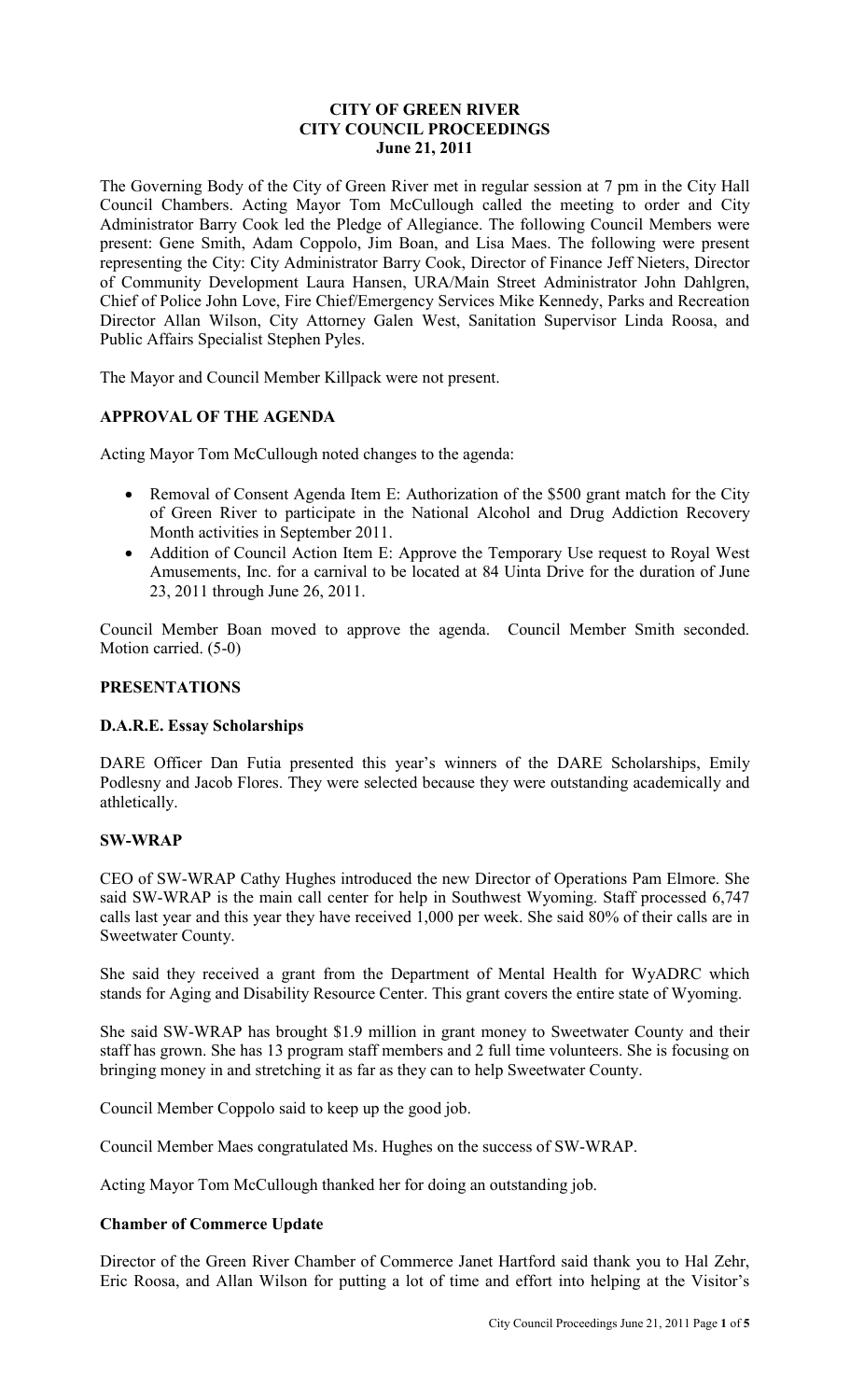# CITY OF GREEN RIVER
# CITY COUNCIL PROCEEDINGS
# June 21, 2011

The Governing Body of the City of Green River met in regular session at 7 pm in the City Hall Council Chambers. Acting Mayor Tom McCullough called the meeting to order and City Administrator Barry Cook led the Pledge of Allegiance. The following Council Members were present: Gene Smith, Adam Coppolo, Jim Boan, and Lisa Maes. The following were present representing the City: City Administrator Barry Cook, Director of Finance Jeff Nieters, Director of Community Development Laura Hansen, URA/Main Street Administrator John Dahlgren, Chief of Police John Love, Fire Chief/Emergency Services Mike Kennedy, Parks and Recreation Director Allan Wilson, City Attorney Galen West, Sanitation Supervisor Linda Roosa, and Public Affairs Specialist Stephen Pyles.

The Mayor and Council Member Killpack were not present.

## APPROVAL OF THE AGENDA

Acting Mayor Tom McCullough noted changes to the agenda:

- Removal of Consent Agenda Item E: Authorization of the $500 grant match for the City of Green River to participate in the National Alcohol and Drug Addiction Recovery Month activities in September 2011.
- Addition of Council Action Item E: Approve the Temporary Use request to Royal West Amusements, Inc. for a carnival to be located at 84 Uinta Drive for the duration of June 23, 2011 through June 26, 2011.

Council Member Boan moved to approve the agenda. Council Member Smith seconded. Motion carried. (5-0)

## PRESENTATIONS

### D.A.R.E. Essay Scholarships

DARE Officer Dan Futia presented this year's winners of the DARE Scholarships, Emily Podlesny and Jacob Flores. They were selected because they were outstanding academically and athletically.

### SW-WRAP

CEO of SW-WRAP Cathy Hughes introduced the new Director of Operations Pam Elmore. She said SW-WRAP is the main call center for help in Southwest Wyoming. Staff processed 6,747 calls last year and this year they have received 1,000 per week. She said 80% of their calls are in Sweetwater County.

She said they received a grant from the Department of Mental Health for WyADRC which stands for Aging and Disability Resource Center. This grant covers the entire state of Wyoming.

She said SW-WRAP has brought $1.9 million in grant money to Sweetwater County and their staff has grown. She has 13 program staff members and 2 full time volunteers. She is focusing on bringing money in and stretching it as far as they can to help Sweetwater County.

Council Member Coppolo said to keep up the good job.

Council Member Maes congratulated Ms. Hughes on the success of SW-WRAP.

Acting Mayor Tom McCullough thanked her for doing an outstanding job.

### Chamber of Commerce Update

Director of the Green River Chamber of Commerce Janet Hartford said thank you to Hal Zehr, Eric Roosa, and Allan Wilson for putting a lot of time and effort into helping at the Visitor's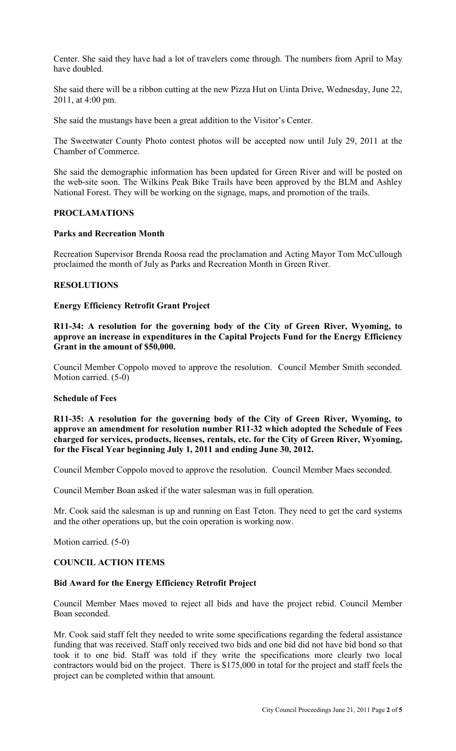Center. She said they have had a lot of travelers come through. The numbers from April to May have doubled.

She said there will be a ribbon cutting at the new Pizza Hut on Uinta Drive, Wednesday, June 22, 2011, at 4:00 pm.

She said the mustangs have been a great addition to the Visitor's Center.

The Sweetwater County Photo contest photos will be accepted now until July 29, 2011 at the Chamber of Commerce.

She said the demographic information has been updated for Green River and will be posted on the web-site soon. The Wilkins Peak Bike Trails have been approved by the BLM and Ashley National Forest. They will be working on the signage, maps, and promotion of the trails.

## PROCLAMATIONS

### Parks and Recreation Month

Recreation Supervisor Brenda Roosa read the proclamation and Acting Mayor Tom McCullough proclaimed the month of July as Parks and Recreation Month in Green River.

## RESOLUTIONS

### Energy Efficiency Retrofit Grant Project

**R11-34: A resolution for the governing body of the City of Green River, Wyoming, to approve an increase in expenditures in the Capital Projects Fund for the Energy Efficiency Grant in the amount of $50,000.**

Council Member Coppolo moved to approve the resolution. Council Member Smith seconded. Motion carried. (5-0)

### Schedule of Fees

**R11-35: A resolution for the governing body of the City of Green River, Wyoming, to approve an amendment for resolution number R11-32 which adopted the Schedule of Fees charged for services, products, licenses, rentals, etc. for the City of Green River, Wyoming, for the Fiscal Year beginning July 1, 2011 and ending June 30, 2012.**

Council Member Coppolo moved to approve the resolution. Council Member Maes seconded.

Council Member Boan asked if the water salesman was in full operation.

Mr. Cook said the salesman is up and running on East Teton. They need to get the card systems and the other operations up, but the coin operation is working now.

Motion carried. (5-0)

## COUNCIL ACTION ITEMS

### Bid Award for the Energy Efficiency Retrofit Project

Council Member Maes moved to reject all bids and have the project rebid. Council Member Boan seconded.

Mr. Cook said staff felt they needed to write some specifications regarding the federal assistance funding that was received. Staff only received two bids and one bid did not have bid bond so that took it to one bid. Staff was told if they write the specifications more clearly two local contractors would bid on the project. There is $175,000 in total for the project and staff feels the project can be completed within that amount.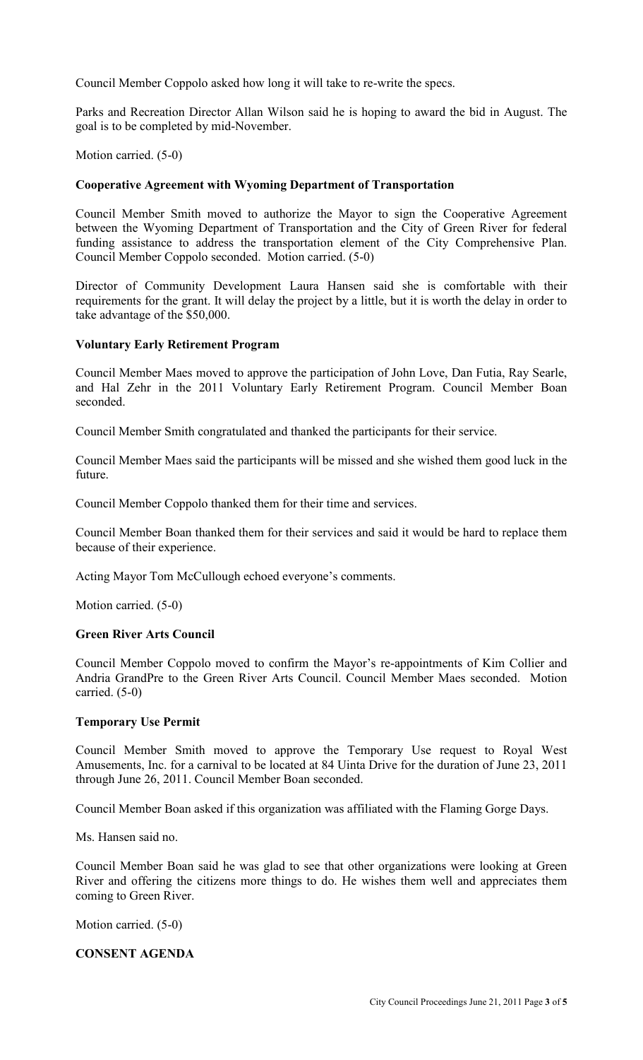Council Member Coppolo asked how long it will take to re-write the specs.

Parks and Recreation Director Allan Wilson said he is hoping to award the bid in August. The goal is to be completed by mid-November.

Motion carried. (5-0)

**Cooperative Agreement with Wyoming Department of Transportation**

Council Member Smith moved to authorize the Mayor to sign the Cooperative Agreement between the Wyoming Department of Transportation and the City of Green River for federal funding assistance to address the transportation element of the City Comprehensive Plan. Council Member Coppolo seconded. Motion carried. (5-0)

Director of Community Development Laura Hansen said she is comfortable with their requirements for the grant. It will delay the project by a little, but it is worth the delay in order to take advantage of the $50,000.

**Voluntary Early Retirement Program**

Council Member Maes moved to approve the participation of John Love, Dan Futia, Ray Searle, and Hal Zehr in the 2011 Voluntary Early Retirement Program. Council Member Boan seconded.

Council Member Smith congratulated and thanked the participants for their service.

Council Member Maes said the participants will be missed and she wished them good luck in the future.

Council Member Coppolo thanked them for their time and services.

Council Member Boan thanked them for their services and said it would be hard to replace them because of their experience.

Acting Mayor Tom McCullough echoed everyone's comments.

Motion carried. (5-0)

**Green River Arts Council**

Council Member Coppolo moved to confirm the Mayor's re-appointments of Kim Collier and Andria GrandPre to the Green River Arts Council. Council Member Maes seconded. Motion carried. (5-0)

**Temporary Use Permit**

Council Member Smith moved to approve the Temporary Use request to Royal West Amusements, Inc. for a carnival to be located at 84 Uinta Drive for the duration of June 23, 2011 through June 26, 2011. Council Member Boan seconded.

Council Member Boan asked if this organization was affiliated with the Flaming Gorge Days.

Ms. Hansen said no.

Council Member Boan said he was glad to see that other organizations were looking at Green River and offering the citizens more things to do. He wishes them well and appreciates them coming to Green River.

Motion carried. (5-0)

**CONSENT AGENDA**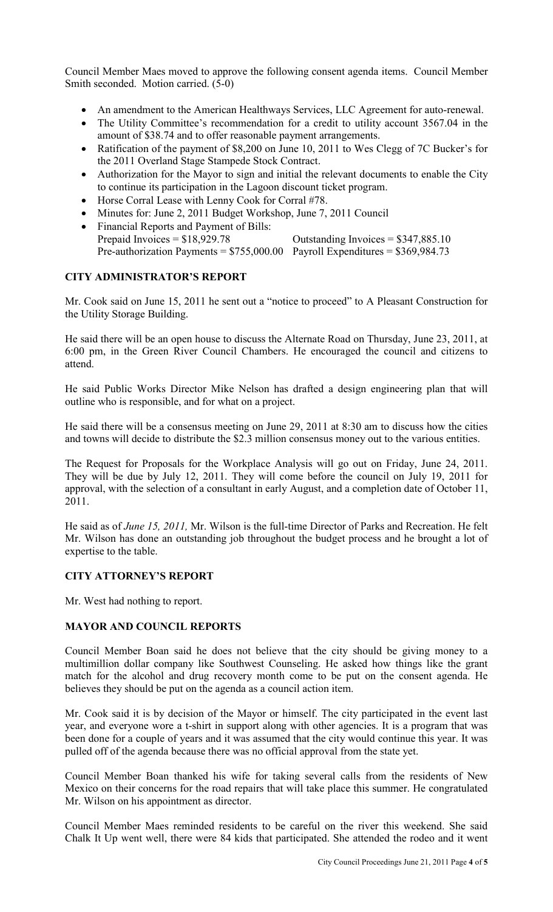Council Member Maes moved to approve the following consent agenda items. Council Member Smith seconded. Motion carried. (5-0)

- An amendment to the American Healthways Services, LLC Agreement for auto-renewal.
- The Utility Committee's recommendation for a credit to utility account 3567.04 in the amount of $38.74 and to offer reasonable payment arrangements.
- Ratification of the payment of $8,200 on June 10, 2011 to Wes Clegg of 7C Bucker's for the 2011 Overland Stage Stampede Stock Contract.
- Authorization for the Mayor to sign and initial the relevant documents to enable the City to continue its participation in the Lagoon discount ticket program.
- Horse Corral Lease with Lenny Cook for Corral #78.
- Minutes for: June 2, 2011 Budget Workshop, June 7, 2011 Council
- Financial Reports and Payment of Bills:
  Prepaid Invoices = $18,929.78 Outstanding Invoices = $347,885.10
  Pre-authorization Payments = $755,000.00 Payroll Expenditures = $369,984.73

## CITY ADMINISTRATOR'S REPORT

Mr. Cook said on June 15, 2011 he sent out a "notice to proceed" to A Pleasant Construction for the Utility Storage Building.

He said there will be an open house to discuss the Alternate Road on Thursday, June 23, 2011, at 6:00 pm, in the Green River Council Chambers. He encouraged the council and citizens to attend.

He said Public Works Director Mike Nelson has drafted a design engineering plan that will outline who is responsible, and for what on a project.

He said there will be a consensus meeting on June 29, 2011 at 8:30 am to discuss how the cities and towns will decide to distribute the $2.3 million consensus money out to the various entities.

The Request for Proposals for the Workplace Analysis will go out on Friday, June 24, 2011. They will be due by July 12, 2011. They will come before the council on July 19, 2011 for approval, with the selection of a consultant in early August, and a completion date of October 11, 2011.

He said as of *June 15, 2011,* Mr. Wilson is the full-time Director of Parks and Recreation. He felt Mr. Wilson has done an outstanding job throughout the budget process and he brought a lot of expertise to the table.

## CITY ATTORNEY'S REPORT

Mr. West had nothing to report.

## MAYOR AND COUNCIL REPORTS

Council Member Boan said he does not believe that the city should be giving money to a multimillion dollar company like Southwest Counseling. He asked how things like the grant match for the alcohol and drug recovery month come to be put on the consent agenda. He believes they should be put on the agenda as a council action item.

Mr. Cook said it is by decision of the Mayor or himself. The city participated in the event last year, and everyone wore a t-shirt in support along with other agencies. It is a program that was been done for a couple of years and it was assumed that the city would continue this year. It was pulled off of the agenda because there was no official approval from the state yet.

Council Member Boan thanked his wife for taking several calls from the residents of New Mexico on their concerns for the road repairs that will take place this summer. He congratulated Mr. Wilson on his appointment as director.

Council Member Maes reminded residents to be careful on the river this weekend. She said Chalk It Up went well, there were 84 kids that participated. She attended the rodeo and it went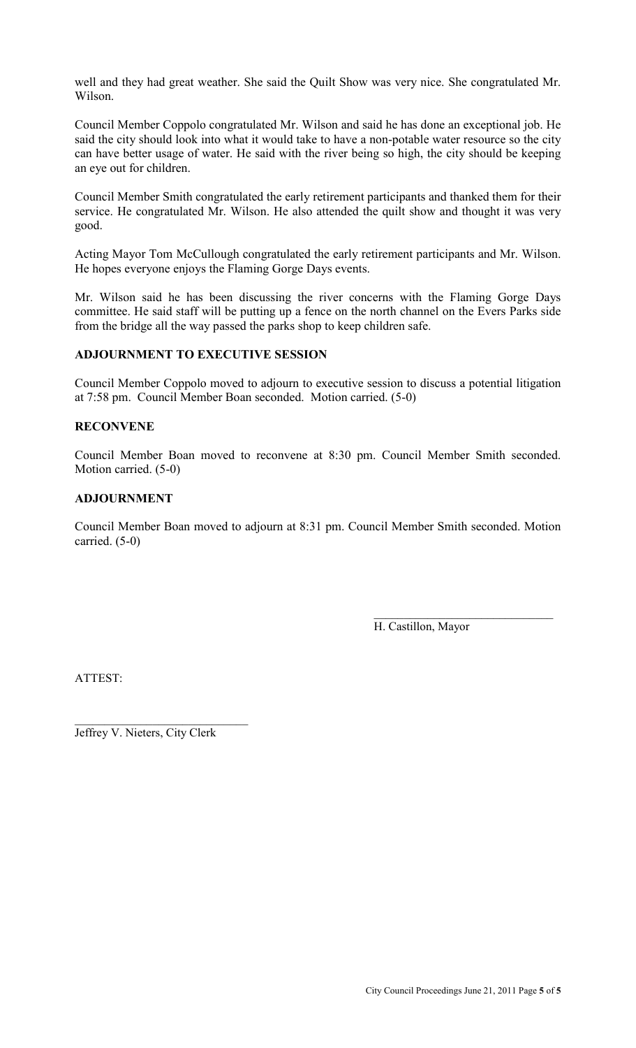well and they had great weather. She said the Quilt Show was very nice. She congratulated Mr. Wilson.

Council Member Coppolo congratulated Mr. Wilson and said he has done an exceptional job. He said the city should look into what it would take to have a non-potable water resource so the city can have better usage of water. He said with the river being so high, the city should be keeping an eye out for children.

Council Member Smith congratulated the early retirement participants and thanked them for their service. He congratulated Mr. Wilson. He also attended the quilt show and thought it was very good.

Acting Mayor Tom McCullough congratulated the early retirement participants and Mr. Wilson. He hopes everyone enjoys the Flaming Gorge Days events.

Mr. Wilson said he has been discussing the river concerns with the Flaming Gorge Days committee. He said staff will be putting up a fence on the north channel on the Evers Parks side from the bridge all the way passed the parks shop to keep children safe.

**ADJOURNMENT TO EXECUTIVE SESSION**

Council Member Coppolo moved to adjourn to executive session to discuss a potential litigation at 7:58 pm. Council Member Boan seconded. Motion carried. (5-0)

**RECONVENE**

Council Member Boan moved to reconvene at 8:30 pm. Council Member Smith seconded. Motion carried. (5-0)

**ADJOURNMENT**

Council Member Boan moved to adjourn at 8:31 pm. Council Member Smith seconded. Motion carried. (5-0)

\_\_\_\_\_\_\_\_\_\_\_\_\_\_\_\_\_\_\_\_\_\_\_\_\_\_\_\_\_\_

H. Castillon, Mayor

ATTEST:

\_\_\_\_\_\_\_\_\_\_\_\_\_\_\_\_\_\_\_\_\_\_\_\_\_\_\_\_\_\_

Jeffrey V. Nieters, City Clerk